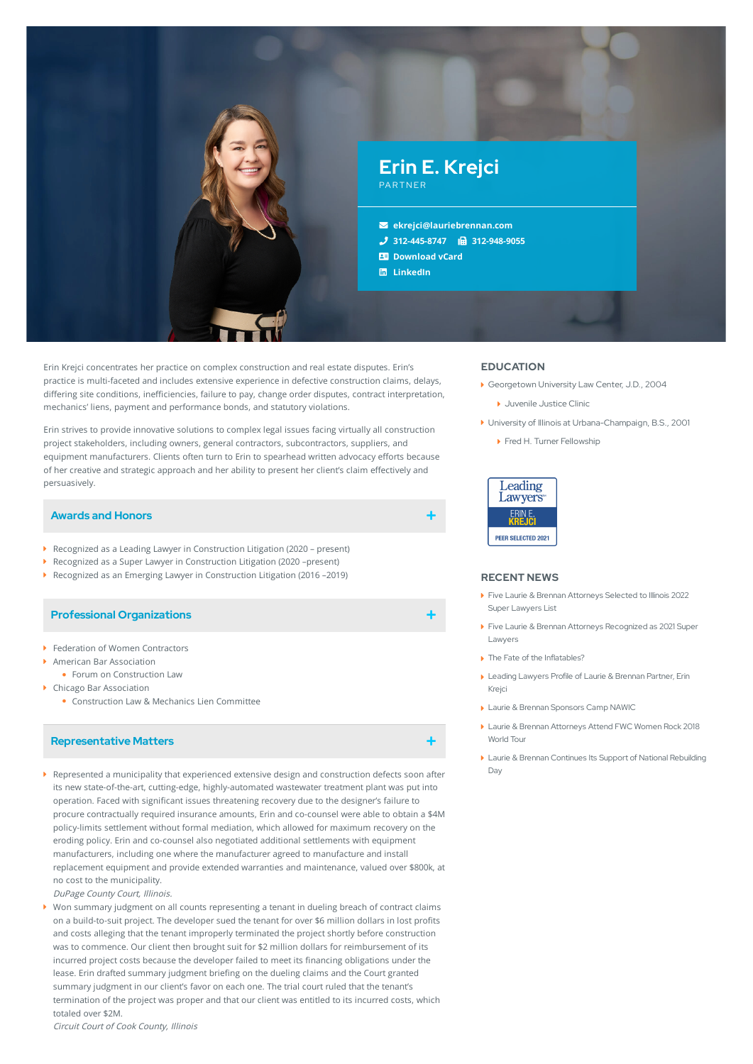# Erin E. Krejci

PARTNER

ekrejci@lauriebrennan.com

312-445-8747 312-948-9055

Download vCard

LinkedIn

Erin Krejci concentrates her practice on complex construction and real estate disputes. Erin's practice is multi-faceted and includes extensive experience in defective construction claims, delays, differing site conditions, inefficiencies, failure to pay, change order disputes, contract interpretation, mechanics' liens, payment and performance bonds, and statutory violations.

Erin strives to provide innovative solutions to complex legal issues facing virtually all construction project stakeholders, including owners, general contractors, subcontractors, suppliers, and equipment manufacturers. Clients often turn to Erin to spearhead written advocacy efforts because of her creative and strategic approach and her ability to present her client's claim effectively and persuasively.

## Awards and Honors

- Recognized as a Leading Lawyer in Construction Litigation (2020 – present)
- Recognized as a Super Lawyer in Construction Litigation (2020 –present)
- Recognized as an Emerging Lawyer in Construction Litigation (2016 –2019)

## Professional Organizations

- Federation of Women Contractors
- American Bar Association
  - Forum on Construction Law
- Chicago Bar Association
  - Construction Law & Mechanics Lien Committee

## Representative Matters

- Represented a municipality that experienced extensive design and construction defects soon after its new state-of-the-art, cutting-edge, highly-automated wastewater treatment plant was put into operation. Faced with significant issues threatening recovery due to the designer's failure to procure contractually required insurance amounts, Erin and co-counsel were able to obtain a $4M policy-limits settlement without formal mediation, which allowed for maximum recovery on the eroding policy. Erin and co-counsel also negotiated additional settlements with equipment manufacturers, including one where the manufacturer agreed to manufacture and install replacement equipment and provide extended warranties and maintenance, valued over $800k, at no cost to the municipality.
  *DuPage County Court, Illinois.*
- Won summary judgment on all counts representing a tenant in dueling breach of contract claims on a build-to-suit project. The developer sued the tenant for over $6 million dollars in lost profits and costs alleging that the tenant improperly terminated the project shortly before construction was to commence. Our client then brought suit for $2 million dollars for reimbursement of its incurred project costs because the developer failed to meet its financing obligations under the lease. Erin drafted summary judgment briefing on the dueling claims and the Court granted summary judgment in our client's favor on each one. The trial court ruled that the tenant's termination of the project was proper and that our client was entitled to its incurred costs, which totaled over $2M.
  *Circuit Court of Cook County, Illinois*

## EDUCATION

- Georgetown University Law Center, J.D., 2004
  - Juvenile Justice Clinic
- University of Illinois at Urbana-Champaign, B.S., 2001
  - Fred H. Turner Fellowship

Leading Lawyers — ERIN E. KREJCI — PEER SELECTED 2021

## RECENT NEWS

- Five Laurie & Brennan Attorneys Selected to Illinois 2022 Super Lawyers List
- Five Laurie & Brennan Attorneys Recognized as 2021 Super Lawyers
- The Fate of the Inflatables?
- Leading Lawyers Profile of Laurie & Brennan Partner, Erin Krejci
- Laurie & Brennan Sponsors Camp NAWIC
- Laurie & Brennan Attorneys Attend FWC Women Rock 2018 World Tour
- Laurie & Brennan Continues Its Support of National Rebuilding Day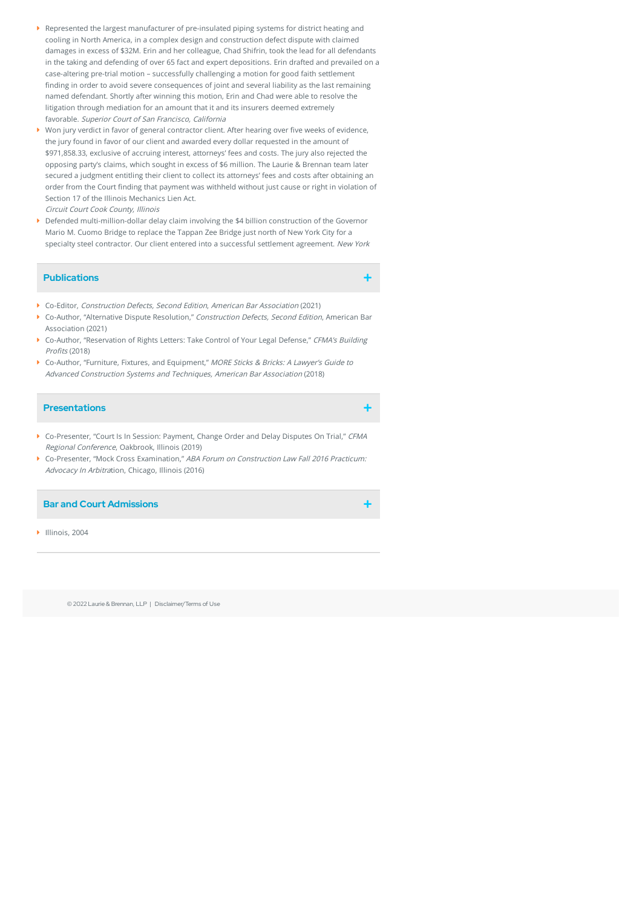- Represented the largest manufacturer of pre-insulated piping systems for district heating and cooling in North America, in a complex design and construction defect dispute with claimed damages in excess of $32M. Erin and her colleague, Chad Shifrin, took the lead for all defendants in the taking and defending of over 65 fact and expert depositions. Erin drafted and prevailed on a case-altering pre-trial motion – successfully challenging a motion for good faith settlement finding in order to avoid severe consequences of joint and several liability as the last remaining named defendant. Shortly after winning this motion, Erin and Chad were able to resolve the litigation through mediation for an amount that it and its insurers deemed extremely favorable. *Superior Court of San Francisco, California*
- Won jury verdict in favor of general contractor client. After hearing over five weeks of evidence, the jury found in favor of our client and awarded every dollar requested in the amount of $971,858.33, exclusive of accruing interest, attorneys' fees and costs. The jury also rejected the opposing party's claims, which sought in excess of $6 million. The Laurie & Brennan team later secured a judgment entitling their client to collect its attorneys' fees and costs after obtaining an order from the Court finding that payment was withheld without just cause or right in violation of Section 17 of the Illinois Mechanics Lien Act.
*Circuit Court Cook County, Illinois*
- Defended multi-million-dollar delay claim involving the $4 billion construction of the Governor Mario M. Cuomo Bridge to replace the Tappan Zee Bridge just north of New York City for a specialty steel contractor. Our client entered into a successful settlement agreement. *New York*

## Publications

- Co-Editor, *Construction Defects, Second Edition, American Bar Association* (2021)
- Co-Author, "Alternative Dispute Resolution," *Construction Defects, Second Edition*, American Bar Association (2021)
- Co-Author, "Reservation of Rights Letters: Take Control of Your Legal Defense," *CFMA's Building Profits* (2018)
- Co-Author, "Furniture, Fixtures, and Equipment," *MORE Sticks & Bricks: A Lawyer's Guide to Advanced Construction Systems and Techniques, American Bar Association* (2018)

## Presentations

- Co-Presenter, "Court Is In Session: Payment, Change Order and Delay Disputes On Trial," *CFMA Regional Conference*, Oakbrook, Illinois (2019)
- Co-Presenter, "Mock Cross Examination," *ABA Forum on Construction Law Fall 2016 Practicum: Advocacy In Arbitra*tion, Chicago, Illinois (2016)

## Bar and Court Admissions

- Illinois, 2004

© 2022 Laurie & Brennan, LLP | Disclaimer/Terms of Use